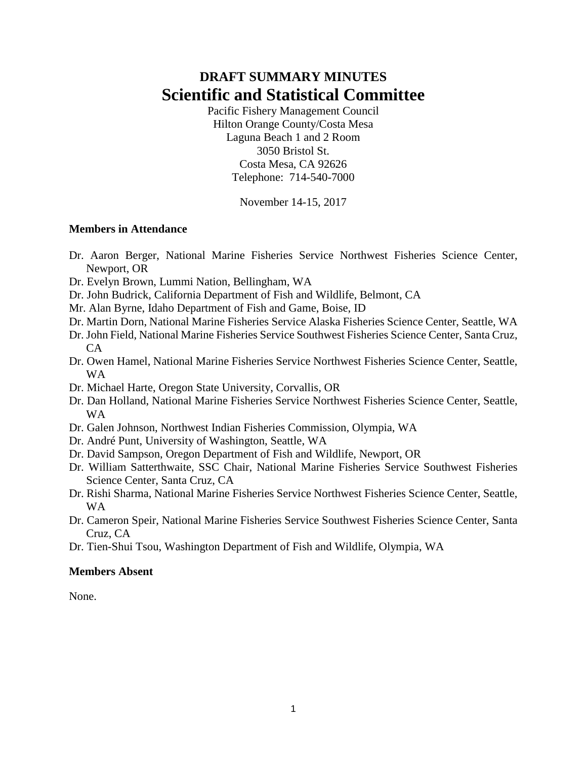# DRAFT SUMMARY MINUTES

# Scientific and Statistical Committee

Pacific Fishery Management Council
Hilton Orange County/Costa Mesa
Laguna Beach 1 and 2 Room
3050 Bristol St.
Costa Mesa, CA 92626
Telephone: 714-540-7000

November 14-15, 2017

### Members in Attendance

- Dr. Aaron Berger, National Marine Fisheries Service Northwest Fisheries Science Center, Newport, OR
- Dr. Evelyn Brown, Lummi Nation, Bellingham, WA
- Dr. John Budrick, California Department of Fish and Wildlife, Belmont, CA
- Mr. Alan Byrne, Idaho Department of Fish and Game, Boise, ID
- Dr. Martin Dorn, National Marine Fisheries Service Alaska Fisheries Science Center, Seattle, WA
- Dr. John Field, National Marine Fisheries Service Southwest Fisheries Science Center, Santa Cruz, CA
- Dr. Owen Hamel, National Marine Fisheries Service Northwest Fisheries Science Center, Seattle, WA
- Dr. Michael Harte, Oregon State University, Corvallis, OR
- Dr. Dan Holland, National Marine Fisheries Service Northwest Fisheries Science Center, Seattle, WA
- Dr. Galen Johnson, Northwest Indian Fisheries Commission, Olympia, WA
- Dr. André Punt, University of Washington, Seattle, WA
- Dr. David Sampson, Oregon Department of Fish and Wildlife, Newport, OR
- Dr. William Satterthwaite, SSC Chair, National Marine Fisheries Service Southwest Fisheries Science Center, Santa Cruz, CA
- Dr. Rishi Sharma, National Marine Fisheries Service Northwest Fisheries Science Center, Seattle, WA
- Dr. Cameron Speir, National Marine Fisheries Service Southwest Fisheries Science Center, Santa Cruz, CA
- Dr. Tien-Shui Tsou, Washington Department of Fish and Wildlife, Olympia, WA

### Members Absent

None.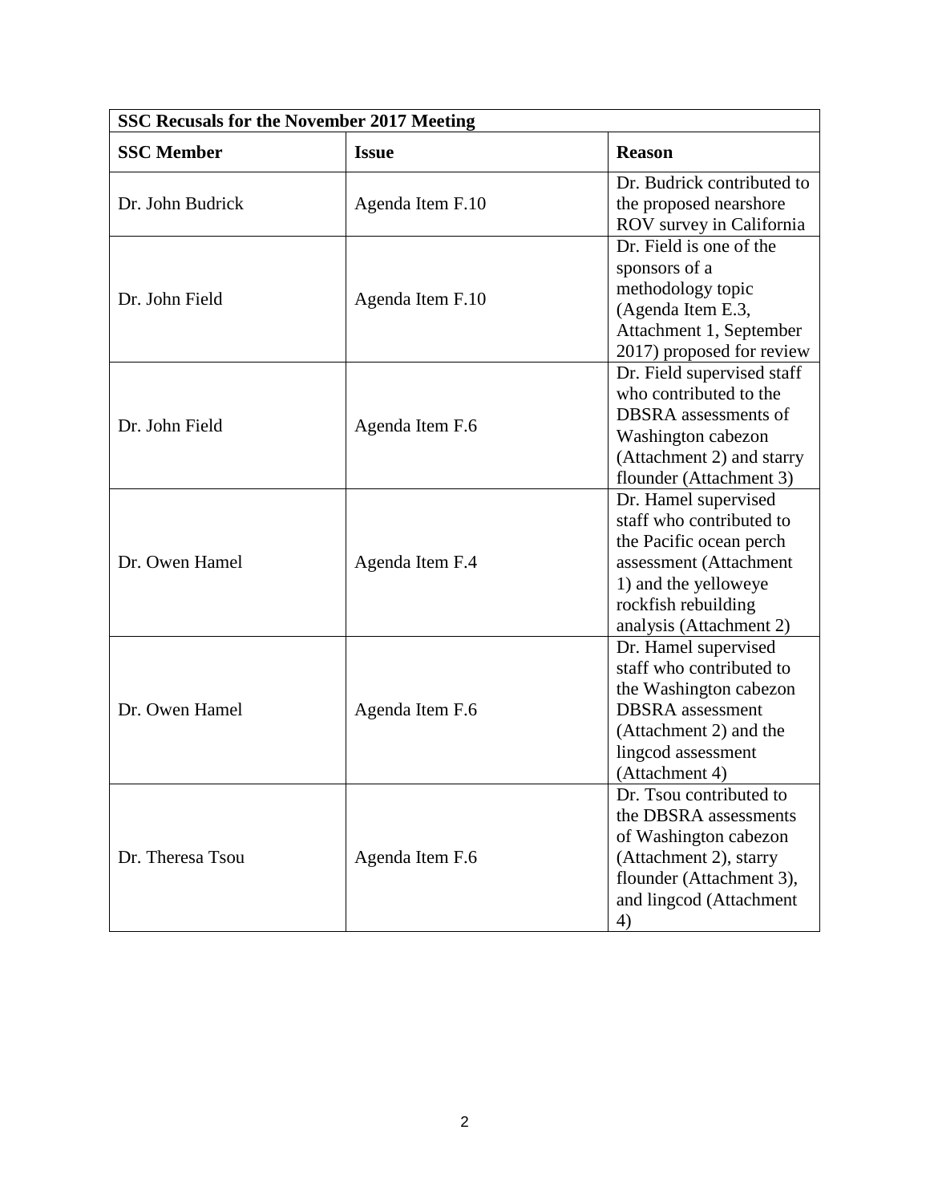| SSC Recusals for the November 2017 Meeting | | |
|---|---|---|
| **SSC Member** | **Issue** | **Reason** |
| Dr. John Budrick | Agenda Item F.10 | Dr. Budrick contributed to the proposed nearshore ROV survey in California |
| Dr. John Field | Agenda Item F.10 | Dr. Field is one of the sponsors of a methodology topic (Agenda Item E.3, Attachment 1, September 2017) proposed for review |
| Dr. John Field | Agenda Item F.6 | Dr. Field supervised staff who contributed to the DBSRA assessments of Washington cabezon (Attachment 2) and starry flounder (Attachment 3) |
| Dr. Owen Hamel | Agenda Item F.4 | Dr. Hamel supervised staff who contributed to the Pacific ocean perch assessment (Attachment 1) and the yelloweye rockfish rebuilding analysis (Attachment 2) |
| Dr. Owen Hamel | Agenda Item F.6 | Dr. Hamel supervised staff who contributed to the Washington cabezon DBSRA assessment (Attachment 2) and the lingcod assessment (Attachment 4) |
| Dr. Theresa Tsou | Agenda Item F.6 | Dr. Tsou contributed to the DBSRA assessments of Washington cabezon (Attachment 2), starry flounder (Attachment 3), and lingcod (Attachment 4) |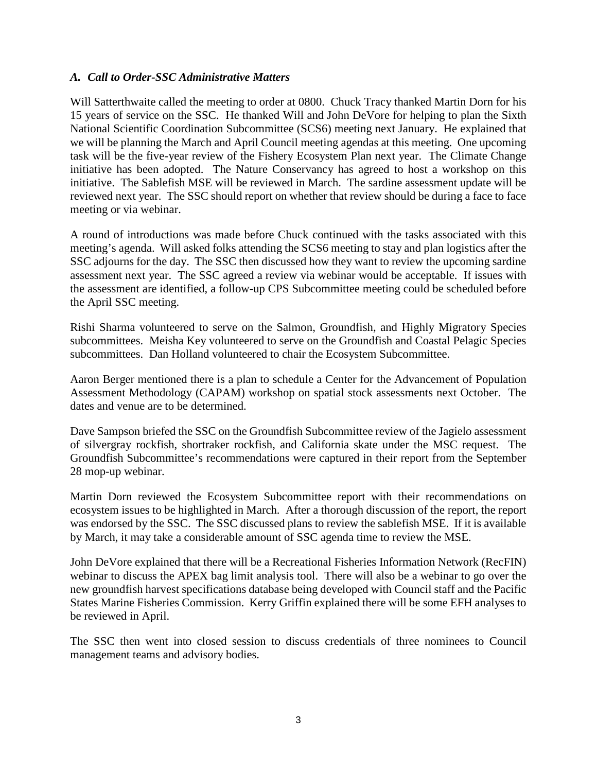### *A. Call to Order-SSC Administrative Matters*

Will Satterthwaite called the meeting to order at 0800. Chuck Tracy thanked Martin Dorn for his 15 years of service on the SSC. He thanked Will and John DeVore for helping to plan the Sixth National Scientific Coordination Subcommittee (SCS6) meeting next January. He explained that we will be planning the March and April Council meeting agendas at this meeting. One upcoming task will be the five-year review of the Fishery Ecosystem Plan next year. The Climate Change initiative has been adopted. The Nature Conservancy has agreed to host a workshop on this initiative. The Sablefish MSE will be reviewed in March. The sardine assessment update will be reviewed next year. The SSC should report on whether that review should be during a face to face meeting or via webinar.

A round of introductions was made before Chuck continued with the tasks associated with this meeting's agenda. Will asked folks attending the SCS6 meeting to stay and plan logistics after the SSC adjourns for the day. The SSC then discussed how they want to review the upcoming sardine assessment next year. The SSC agreed a review via webinar would be acceptable. If issues with the assessment are identified, a follow-up CPS Subcommittee meeting could be scheduled before the April SSC meeting.

Rishi Sharma volunteered to serve on the Salmon, Groundfish, and Highly Migratory Species subcommittees. Meisha Key volunteered to serve on the Groundfish and Coastal Pelagic Species subcommittees. Dan Holland volunteered to chair the Ecosystem Subcommittee.

Aaron Berger mentioned there is a plan to schedule a Center for the Advancement of Population Assessment Methodology (CAPAM) workshop on spatial stock assessments next October. The dates and venue are to be determined.

Dave Sampson briefed the SSC on the Groundfish Subcommittee review of the Jagielo assessment of silvergray rockfish, shortraker rockfish, and California skate under the MSC request. The Groundfish Subcommittee's recommendations were captured in their report from the September 28 mop-up webinar.

Martin Dorn reviewed the Ecosystem Subcommittee report with their recommendations on ecosystem issues to be highlighted in March. After a thorough discussion of the report, the report was endorsed by the SSC. The SSC discussed plans to review the sablefish MSE. If it is available by March, it may take a considerable amount of SSC agenda time to review the MSE.

John DeVore explained that there will be a Recreational Fisheries Information Network (RecFIN) webinar to discuss the APEX bag limit analysis tool. There will also be a webinar to go over the new groundfish harvest specifications database being developed with Council staff and the Pacific States Marine Fisheries Commission. Kerry Griffin explained there will be some EFH analyses to be reviewed in April.

The SSC then went into closed session to discuss credentials of three nominees to Council management teams and advisory bodies.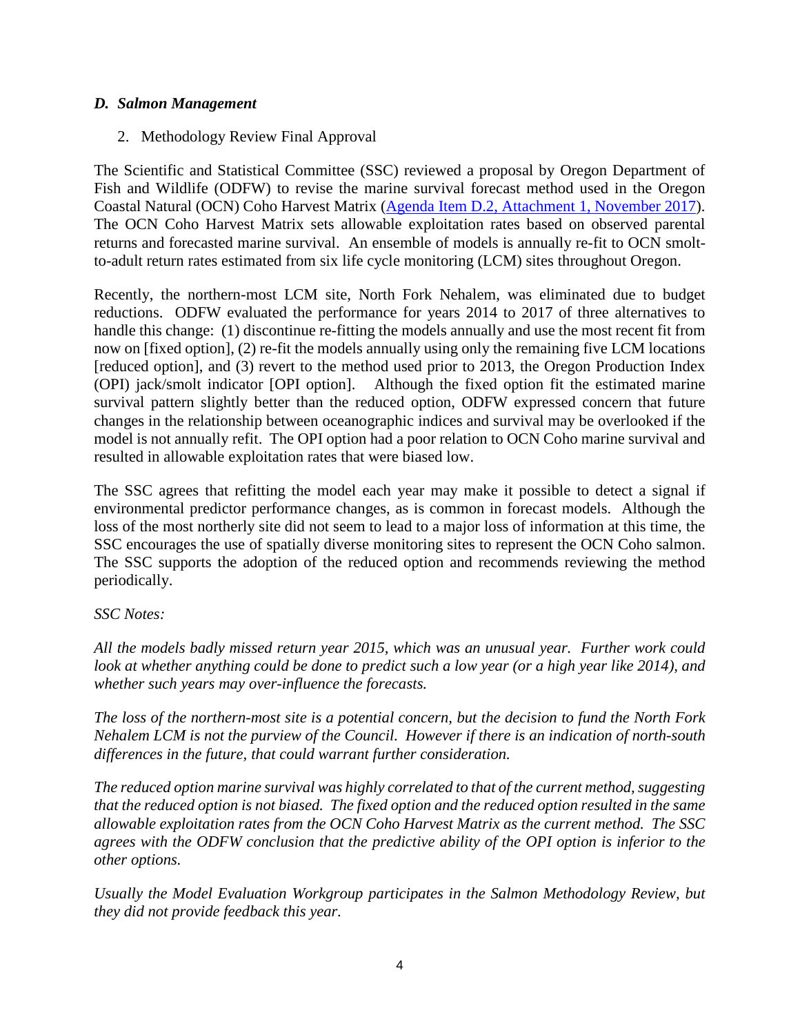### *D. Salmon Management*

2. Methodology Review Final Approval

The Scientific and Statistical Committee (SSC) reviewed a proposal by Oregon Department of Fish and Wildlife (ODFW) to revise the marine survival forecast method used in the Oregon Coastal Natural (OCN) Coho Harvest Matrix (Agenda Item D.2, Attachment 1, November 2017). The OCN Coho Harvest Matrix sets allowable exploitation rates based on observed parental returns and forecasted marine survival. An ensemble of models is annually re-fit to OCN smolt-to-adult return rates estimated from six life cycle monitoring (LCM) sites throughout Oregon.

Recently, the northern-most LCM site, North Fork Nehalem, was eliminated due to budget reductions. ODFW evaluated the performance for years 2014 to 2017 of three alternatives to handle this change: (1) discontinue re-fitting the models annually and use the most recent fit from now on [fixed option], (2) re-fit the models annually using only the remaining five LCM locations [reduced option], and (3) revert to the method used prior to 2013, the Oregon Production Index (OPI) jack/smolt indicator [OPI option]. Although the fixed option fit the estimated marine survival pattern slightly better than the reduced option, ODFW expressed concern that future changes in the relationship between oceanographic indices and survival may be overlooked if the model is not annually refit. The OPI option had a poor relation to OCN Coho marine survival and resulted in allowable exploitation rates that were biased low.

The SSC agrees that refitting the model each year may make it possible to detect a signal if environmental predictor performance changes, as is common in forecast models. Although the loss of the most northerly site did not seem to lead to a major loss of information at this time, the SSC encourages the use of spatially diverse monitoring sites to represent the OCN Coho salmon. The SSC supports the adoption of the reduced option and recommends reviewing the method periodically.

*SSC Notes:*

*All the models badly missed return year 2015, which was an unusual year. Further work could look at whether anything could be done to predict such a low year (or a high year like 2014), and whether such years may over-influence the forecasts.*

*The loss of the northern-most site is a potential concern, but the decision to fund the North Fork Nehalem LCM is not the purview of the Council. However if there is an indication of north-south differences in the future, that could warrant further consideration.*

*The reduced option marine survival was highly correlated to that of the current method, suggesting that the reduced option is not biased. The fixed option and the reduced option resulted in the same allowable exploitation rates from the OCN Coho Harvest Matrix as the current method. The SSC agrees with the ODFW conclusion that the predictive ability of the OPI option is inferior to the other options.*

*Usually the Model Evaluation Workgroup participates in the Salmon Methodology Review, but they did not provide feedback this year.*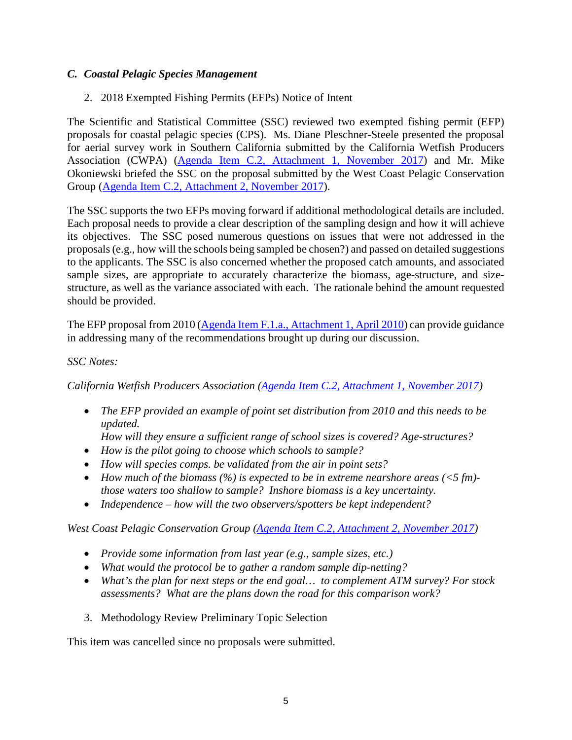### *C. Coastal Pelagic Species Management*

2. 2018 Exempted Fishing Permits (EFPs) Notice of Intent

The Scientific and Statistical Committee (SSC) reviewed two exempted fishing permit (EFP) proposals for coastal pelagic species (CPS). Ms. Diane Pleschner-Steele presented the proposal for aerial survey work in Southern California submitted by the California Wetfish Producers Association (CWPA) (Agenda Item C.2, Attachment 1, November 2017) and Mr. Mike Okoniewski briefed the SSC on the proposal submitted by the West Coast Pelagic Conservation Group (Agenda Item C.2, Attachment 2, November 2017).

The SSC supports the two EFPs moving forward if additional methodological details are included. Each proposal needs to provide a clear description of the sampling design and how it will achieve its objectives. The SSC posed numerous questions on issues that were not addressed in the proposals (e.g., how will the schools being sampled be chosen?) and passed on detailed suggestions to the applicants. The SSC is also concerned whether the proposed catch amounts, and associated sample sizes, are appropriate to accurately characterize the biomass, age-structure, and size-structure, as well as the variance associated with each. The rationale behind the amount requested should be provided.

The EFP proposal from 2010 (Agenda Item F.1.a., Attachment 1, April 2010) can provide guidance in addressing many of the recommendations brought up during our discussion.

*SSC Notes:*

*California Wetfish Producers Association (Agenda Item C.2, Attachment 1, November 2017)*

- *The EFP provided an example of point set distribution from 2010 and this needs to be updated.*
  *How will they ensure a sufficient range of school sizes is covered? Age-structures?*
- *How is the pilot going to choose which schools to sample?*
- *How will species comps. be validated from the air in point sets?*
- *How much of the biomass (%) is expected to be in extreme nearshore areas (<5 fm)- those waters too shallow to sample? Inshore biomass is a key uncertainty.*
- *Independence – how will the two observers/spotters be kept independent?*

*West Coast Pelagic Conservation Group (Agenda Item C.2, Attachment 2, November 2017)*

- *Provide some information from last year (e.g., sample sizes, etc.)*
- *What would the protocol be to gather a random sample dip-netting?*
- *What's the plan for next steps or the end goal… to complement ATM survey? For stock assessments? What are the plans down the road for this comparison work?*

3. Methodology Review Preliminary Topic Selection

This item was cancelled since no proposals were submitted.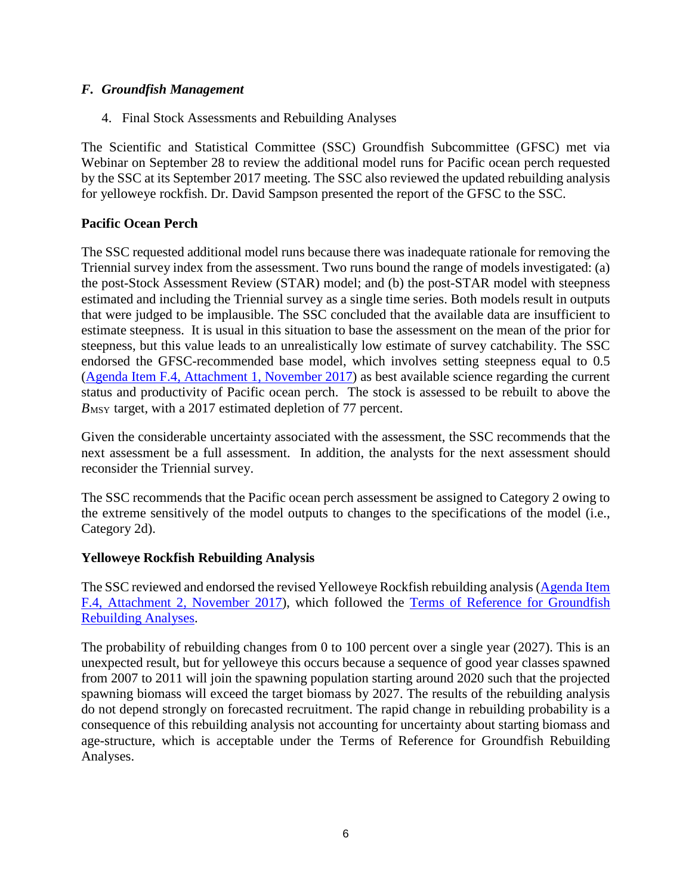## *F. Groundfish Management*

4. Final Stock Assessments and Rebuilding Analyses

The Scientific and Statistical Committee (SSC) Groundfish Subcommittee (GFSC) met via Webinar on September 28 to review the additional model runs for Pacific ocean perch requested by the SSC at its September 2017 meeting. The SSC also reviewed the updated rebuilding analysis for yelloweye rockfish. Dr. David Sampson presented the report of the GFSC to the SSC.

### Pacific Ocean Perch

The SSC requested additional model runs because there was inadequate rationale for removing the Triennial survey index from the assessment. Two runs bound the range of models investigated: (a) the post-Stock Assessment Review (STAR) model; and (b) the post-STAR model with steepness estimated and including the Triennial survey as a single time series. Both models result in outputs that were judged to be implausible. The SSC concluded that the available data are insufficient to estimate steepness. It is usual in this situation to base the assessment on the mean of the prior for steepness, but this value leads to an unrealistically low estimate of survey catchability. The SSC endorsed the GFSC-recommended base model, which involves setting steepness equal to 0.5 (Agenda Item F.4, Attachment 1, November 2017) as best available science regarding the current status and productivity of Pacific ocean perch. The stock is assessed to be rebuilt to above the $B_{MSY}$ target, with a 2017 estimated depletion of 77 percent.

Given the considerable uncertainty associated with the assessment, the SSC recommends that the next assessment be a full assessment. In addition, the analysts for the next assessment should reconsider the Triennial survey.

The SSC recommends that the Pacific ocean perch assessment be assigned to Category 2 owing to the extreme sensitively of the model outputs to changes to the specifications of the model (i.e., Category 2d).

### Yelloweye Rockfish Rebuilding Analysis

The SSC reviewed and endorsed the revised Yelloweye Rockfish rebuilding analysis (Agenda Item F.4, Attachment 2, November 2017), which followed the Terms of Reference for Groundfish Rebuilding Analyses.

The probability of rebuilding changes from 0 to 100 percent over a single year (2027). This is an unexpected result, but for yelloweye this occurs because a sequence of good year classes spawned from 2007 to 2011 will join the spawning population starting around 2020 such that the projected spawning biomass will exceed the target biomass by 2027. The results of the rebuilding analysis do not depend strongly on forecasted recruitment. The rapid change in rebuilding probability is a consequence of this rebuilding analysis not accounting for uncertainty about starting biomass and age-structure, which is acceptable under the Terms of Reference for Groundfish Rebuilding Analyses.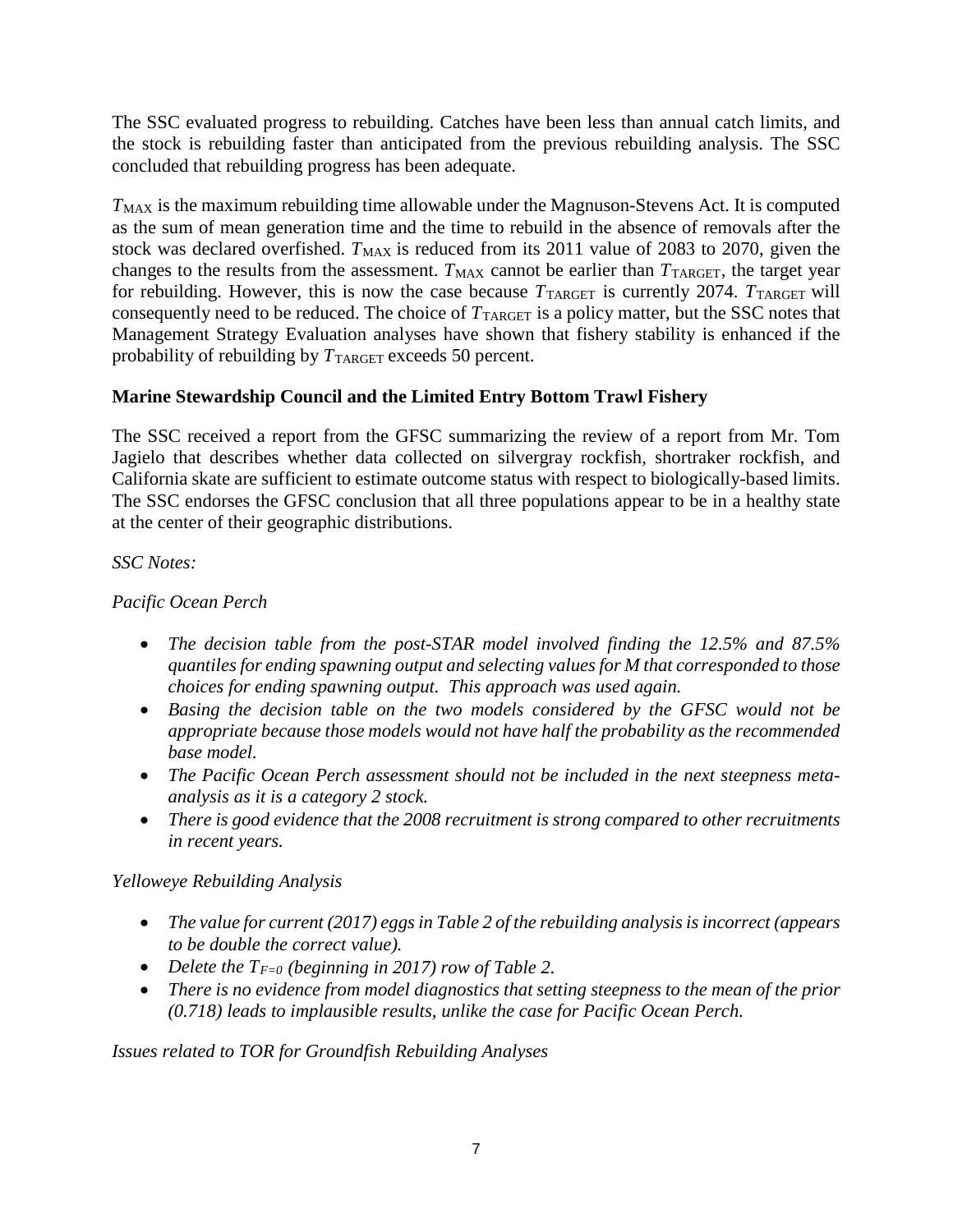The SSC evaluated progress to rebuilding. Catches have been less than annual catch limits, and the stock is rebuilding faster than anticipated from the previous rebuilding analysis. The SSC concluded that rebuilding progress has been adequate.

$T_{MAX}$ is the maximum rebuilding time allowable under the Magnuson-Stevens Act. It is computed as the sum of mean generation time and the time to rebuild in the absence of removals after the stock was declared overfished. $T_{MAX}$ is reduced from its 2011 value of 2083 to 2070, given the changes to the results from the assessment. $T_{MAX}$ cannot be earlier than $T_{TARGET}$, the target year for rebuilding. However, this is now the case because $T_{TARGET}$ is currently 2074. $T_{TARGET}$ will consequently need to be reduced. The choice of $T_{TARGET}$ is a policy matter, but the SSC notes that Management Strategy Evaluation analyses have shown that fishery stability is enhanced if the probability of rebuilding by $T_{TARGET}$ exceeds 50 percent.

## Marine Stewardship Council and the Limited Entry Bottom Trawl Fishery

The SSC received a report from the GFSC summarizing the review of a report from Mr. Tom Jagielo that describes whether data collected on silvergray rockfish, shortraker rockfish, and California skate are sufficient to estimate outcome status with respect to biologically-based limits. The SSC endorses the GFSC conclusion that all three populations appear to be in a healthy state at the center of their geographic distributions.

*SSC Notes:*

*Pacific Ocean Perch*

- *The decision table from the post-STAR model involved finding the 12.5% and 87.5% quantiles for ending spawning output and selecting values for M that corresponded to those choices for ending spawning output. This approach was used again.*
- *Basing the decision table on the two models considered by the GFSC would not be appropriate because those models would not have half the probability as the recommended base model.*
- *The Pacific Ocean Perch assessment should not be included in the next steepness meta-analysis as it is a category 2 stock.*
- *There is good evidence that the 2008 recruitment is strong compared to other recruitments in recent years.*

*Yelloweye Rebuilding Analysis*

- *The value for current (2017) eggs in Table 2 of the rebuilding analysis is incorrect (appears to be double the correct value).*
- *Delete the $T_{F=0}$ (beginning in 2017) row of Table 2.*
- *There is no evidence from model diagnostics that setting steepness to the mean of the prior (0.718) leads to implausible results, unlike the case for Pacific Ocean Perch.*

*Issues related to TOR for Groundfish Rebuilding Analyses*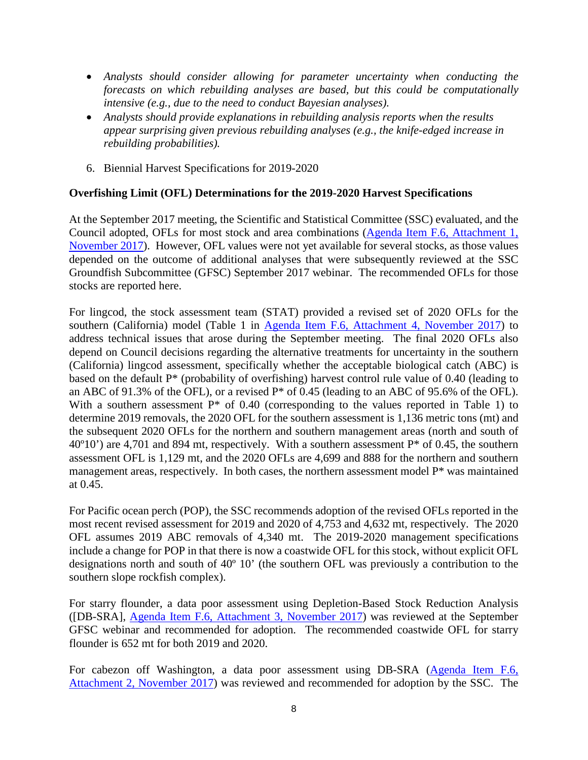- *Analysts should consider allowing for parameter uncertainty when conducting the forecasts on which rebuilding analyses are based, but this could be computationally intensive (e.g., due to the need to conduct Bayesian analyses).*
- *Analysts should provide explanations in rebuilding analysis reports when the results appear surprising given previous rebuilding analyses (e.g., the knife-edged increase in rebuilding probabilities).*

6. Biennial Harvest Specifications for 2019-2020

**Overfishing Limit (OFL) Determinations for the 2019-2020 Harvest Specifications**

At the September 2017 meeting, the Scientific and Statistical Committee (SSC) evaluated, and the Council adopted, OFLs for most stock and area combinations (Agenda Item F.6, Attachment 1, November 2017). However, OFL values were not yet available for several stocks, as those values depended on the outcome of additional analyses that were subsequently reviewed at the SSC Groundfish Subcommittee (GFSC) September 2017 webinar. The recommended OFLs for those stocks are reported here.

For lingcod, the stock assessment team (STAT) provided a revised set of 2020 OFLs for the southern (California) model (Table 1 in Agenda Item F.6, Attachment 4, November 2017) to address technical issues that arose during the September meeting. The final 2020 OFLs also depend on Council decisions regarding the alternative treatments for uncertainty in the southern (California) lingcod assessment, specifically whether the acceptable biological catch (ABC) is based on the default P* (probability of overfishing) harvest control rule value of 0.40 (leading to an ABC of 91.3% of the OFL), or a revised P* of 0.45 (leading to an ABC of 95.6% of the OFL). With a southern assessment P* of 0.40 (corresponding to the values reported in Table 1) to determine 2019 removals, the 2020 OFL for the southern assessment is 1,136 metric tons (mt) and the subsequent 2020 OFLs for the northern and southern management areas (north and south of 40º10') are 4,701 and 894 mt, respectively. With a southern assessment P* of 0.45, the southern assessment OFL is 1,129 mt, and the 2020 OFLs are 4,699 and 888 for the northern and southern management areas, respectively. In both cases, the northern assessment model P* was maintained at 0.45.

For Pacific ocean perch (POP), the SSC recommends adoption of the revised OFLs reported in the most recent revised assessment for 2019 and 2020 of 4,753 and 4,632 mt, respectively. The 2020 OFL assumes 2019 ABC removals of 4,340 mt. The 2019-2020 management specifications include a change for POP in that there is now a coastwide OFL for this stock, without explicit OFL designations north and south of 40º 10' (the southern OFL was previously a contribution to the southern slope rockfish complex).

For starry flounder, a data poor assessment using Depletion-Based Stock Reduction Analysis ([DB-SRA], Agenda Item F.6, Attachment 3, November 2017) was reviewed at the September GFSC webinar and recommended for adoption. The recommended coastwide OFL for starry flounder is 652 mt for both 2019 and 2020.

For cabezon off Washington, a data poor assessment using DB-SRA (Agenda Item F.6, Attachment 2, November 2017) was reviewed and recommended for adoption by the SSC. The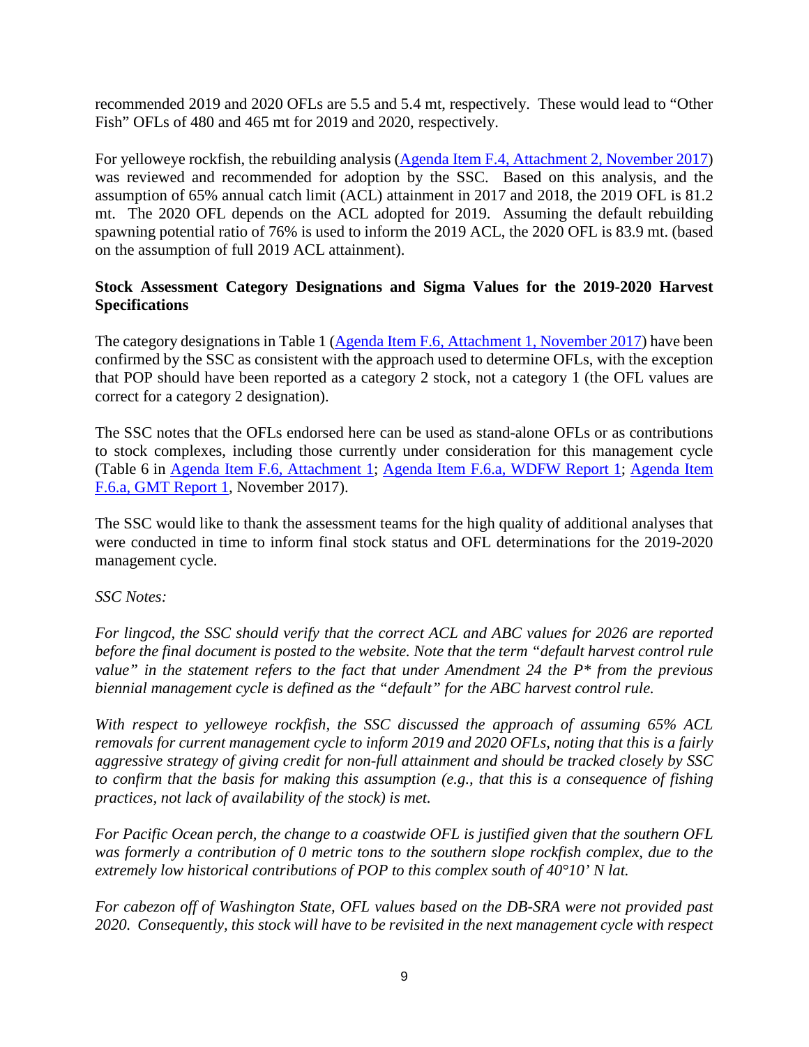recommended 2019 and 2020 OFLs are 5.5 and 5.4 mt, respectively. These would lead to "Other Fish" OFLs of 480 and 465 mt for 2019 and 2020, respectively.

For yelloweye rockfish, the rebuilding analysis ([Agenda Item F.4, Attachment 2, November 2017]) was reviewed and recommended for adoption by the SSC. Based on this analysis, and the assumption of 65% annual catch limit (ACL) attainment in 2017 and 2018, the 2019 OFL is 81.2 mt. The 2020 OFL depends on the ACL adopted for 2019. Assuming the default rebuilding spawning potential ratio of 76% is used to inform the 2019 ACL, the 2020 OFL is 83.9 mt. (based on the assumption of full 2019 ACL attainment).

**Stock Assessment Category Designations and Sigma Values for the 2019-2020 Harvest Specifications**

The category designations in Table 1 ([Agenda Item F.6, Attachment 1, November 2017]) have been confirmed by the SSC as consistent with the approach used to determine OFLs, with the exception that POP should have been reported as a category 2 stock, not a category 1 (the OFL values are correct for a category 2 designation).

The SSC notes that the OFLs endorsed here can be used as stand-alone OFLs or as contributions to stock complexes, including those currently under consideration for this management cycle (Table 6 in [Agenda Item F.6, Attachment 1]; [Agenda Item F.6.a, WDFW Report 1]; [Agenda Item F.6.a, GMT Report 1], November 2017).

The SSC would like to thank the assessment teams for the high quality of additional analyses that were conducted in time to inform final stock status and OFL determinations for the 2019-2020 management cycle.

*SSC Notes:*

*For lingcod, the SSC should verify that the correct ACL and ABC values for 2026 are reported before the final document is posted to the website. Note that the term "default harvest control rule value" in the statement refers to the fact that under Amendment 24 the P\* from the previous biennial management cycle is defined as the "default" for the ABC harvest control rule.*

*With respect to yelloweye rockfish, the SSC discussed the approach of assuming 65% ACL removals for current management cycle to inform 2019 and 2020 OFLs, noting that this is a fairly aggressive strategy of giving credit for non-full attainment and should be tracked closely by SSC to confirm that the basis for making this assumption (e.g., that this is a consequence of fishing practices, not lack of availability of the stock) is met.*

*For Pacific Ocean perch, the change to a coastwide OFL is justified given that the southern OFL was formerly a contribution of 0 metric tons to the southern slope rockfish complex, due to the extremely low historical contributions of POP to this complex south of 40°10' N lat.*

*For cabezon off of Washington State, OFL values based on the DB-SRA were not provided past 2020. Consequently, this stock will have to be revisited in the next management cycle with respect*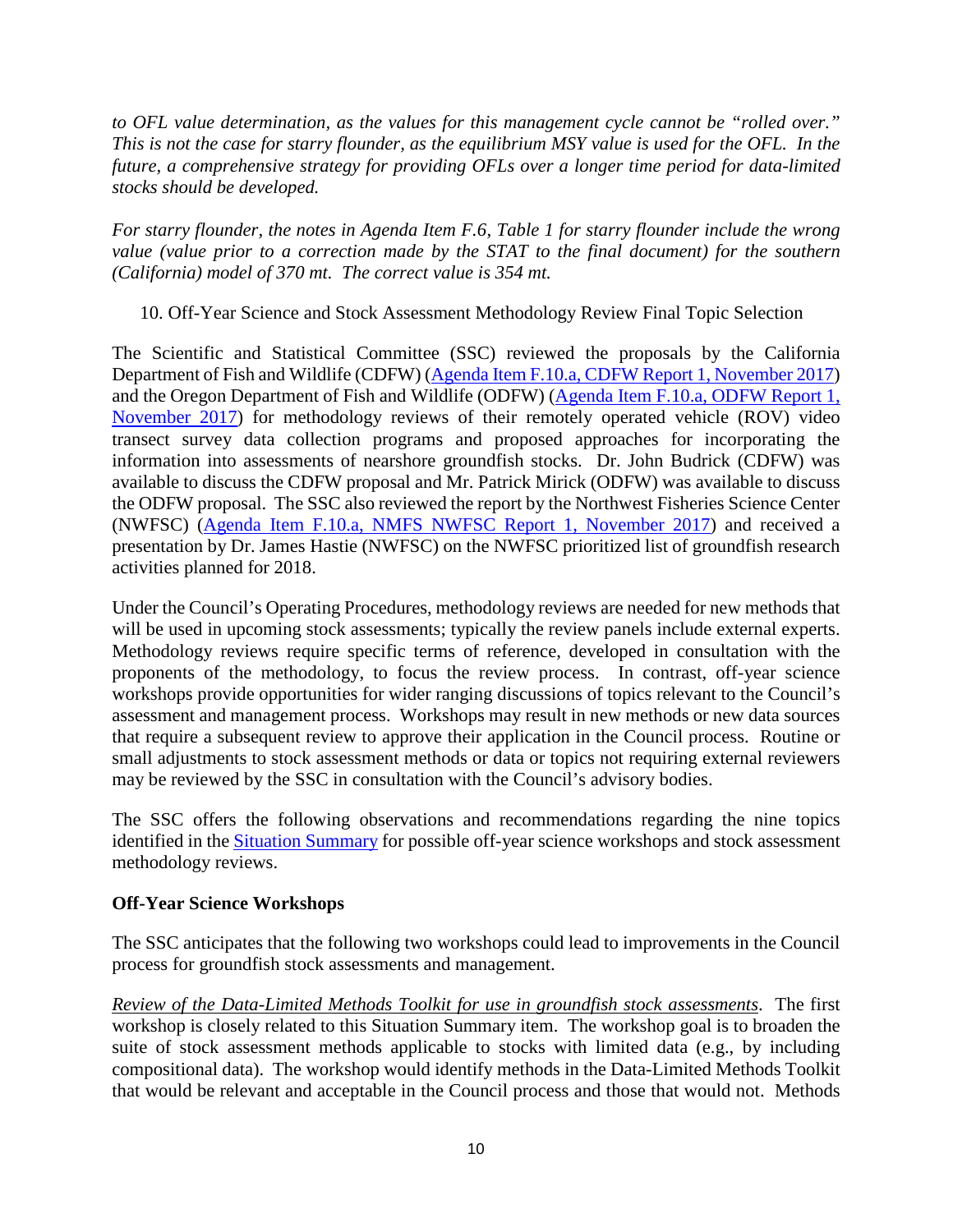*to OFL value determination, as the values for this management cycle cannot be "rolled over." This is not the case for starry flounder, as the equilibrium MSY value is used for the OFL. In the future, a comprehensive strategy for providing OFLs over a longer time period for data-limited stocks should be developed.*

*For starry flounder, the notes in Agenda Item F.6, Table 1 for starry flounder include the wrong value (value prior to a correction made by the STAT to the final document) for the southern (California) model of 370 mt. The correct value is 354 mt.*

10. Off-Year Science and Stock Assessment Methodology Review Final Topic Selection

The Scientific and Statistical Committee (SSC) reviewed the proposals by the California Department of Fish and Wildlife (CDFW) (Agenda Item F.10.a, CDFW Report 1, November 2017) and the Oregon Department of Fish and Wildlife (ODFW) (Agenda Item F.10.a, ODFW Report 1, November 2017) for methodology reviews of their remotely operated vehicle (ROV) video transect survey data collection programs and proposed approaches for incorporating the information into assessments of nearshore groundfish stocks. Dr. John Budrick (CDFW) was available to discuss the CDFW proposal and Mr. Patrick Mirick (ODFW) was available to discuss the ODFW proposal. The SSC also reviewed the report by the Northwest Fisheries Science Center (NWFSC) (Agenda Item F.10.a, NMFS NWFSC Report 1, November 2017) and received a presentation by Dr. James Hastie (NWFSC) on the NWFSC prioritized list of groundfish research activities planned for 2018.

Under the Council's Operating Procedures, methodology reviews are needed for new methods that will be used in upcoming stock assessments; typically the review panels include external experts. Methodology reviews require specific terms of reference, developed in consultation with the proponents of the methodology, to focus the review process. In contrast, off-year science workshops provide opportunities for wider ranging discussions of topics relevant to the Council's assessment and management process. Workshops may result in new methods or new data sources that require a subsequent review to approve their application in the Council process. Routine or small adjustments to stock assessment methods or data or topics not requiring external reviewers may be reviewed by the SSC in consultation with the Council's advisory bodies.

The SSC offers the following observations and recommendations regarding the nine topics identified in the Situation Summary for possible off-year science workshops and stock assessment methodology reviews.

**Off-Year Science Workshops**

The SSC anticipates that the following two workshops could lead to improvements in the Council process for groundfish stock assessments and management.

*Review of the Data-Limited Methods Toolkit for use in groundfish stock assessments*. The first workshop is closely related to this Situation Summary item. The workshop goal is to broaden the suite of stock assessment methods applicable to stocks with limited data (e.g., by including compositional data). The workshop would identify methods in the Data-Limited Methods Toolkit that would be relevant and acceptable in the Council process and those that would not. Methods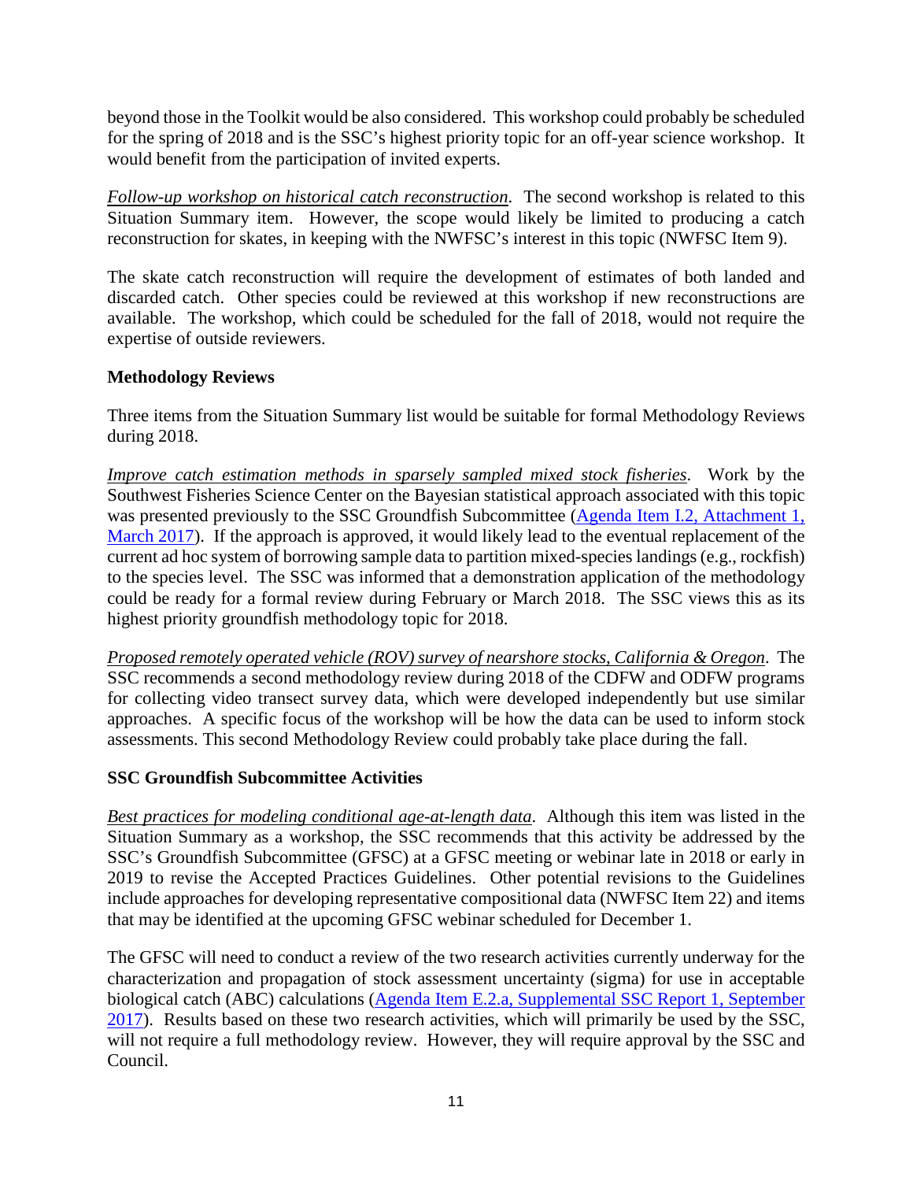beyond those in the Toolkit would be also considered. This workshop could probably be scheduled for the spring of 2018 and is the SSC's highest priority topic for an off-year science workshop. It would benefit from the participation of invited experts.

*Follow-up workshop on historical catch reconstruction*. The second workshop is related to this Situation Summary item. However, the scope would likely be limited to producing a catch reconstruction for skates, in keeping with the NWFSC's interest in this topic (NWFSC Item 9).

The skate catch reconstruction will require the development of estimates of both landed and discarded catch. Other species could be reviewed at this workshop if new reconstructions are available. The workshop, which could be scheduled for the fall of 2018, would not require the expertise of outside reviewers.

**Methodology Reviews**

Three items from the Situation Summary list would be suitable for formal Methodology Reviews during 2018.

*Improve catch estimation methods in sparsely sampled mixed stock fisheries*. Work by the Southwest Fisheries Science Center on the Bayesian statistical approach associated with this topic was presented previously to the SSC Groundfish Subcommittee (Agenda Item I.2, Attachment 1, March 2017). If the approach is approved, it would likely lead to the eventual replacement of the current ad hoc system of borrowing sample data to partition mixed-species landings (e.g., rockfish) to the species level. The SSC was informed that a demonstration application of the methodology could be ready for a formal review during February or March 2018. The SSC views this as its highest priority groundfish methodology topic for 2018.

*Proposed remotely operated vehicle (ROV) survey of nearshore stocks, California & Oregon*. The SSC recommends a second methodology review during 2018 of the CDFW and ODFW programs for collecting video transect survey data, which were developed independently but use similar approaches. A specific focus of the workshop will be how the data can be used to inform stock assessments. This second Methodology Review could probably take place during the fall.

**SSC Groundfish Subcommittee Activities**

*Best practices for modeling conditional age-at-length data*. Although this item was listed in the Situation Summary as a workshop, the SSC recommends that this activity be addressed by the SSC's Groundfish Subcommittee (GFSC) at a GFSC meeting or webinar late in 2018 or early in 2019 to revise the Accepted Practices Guidelines. Other potential revisions to the Guidelines include approaches for developing representative compositional data (NWFSC Item 22) and items that may be identified at the upcoming GFSC webinar scheduled for December 1.

The GFSC will need to conduct a review of the two research activities currently underway for the characterization and propagation of stock assessment uncertainty (sigma) for use in acceptable biological catch (ABC) calculations (Agenda Item E.2.a, Supplemental SSC Report 1, September 2017). Results based on these two research activities, which will primarily be used by the SSC, will not require a full methodology review. However, they will require approval by the SSC and Council.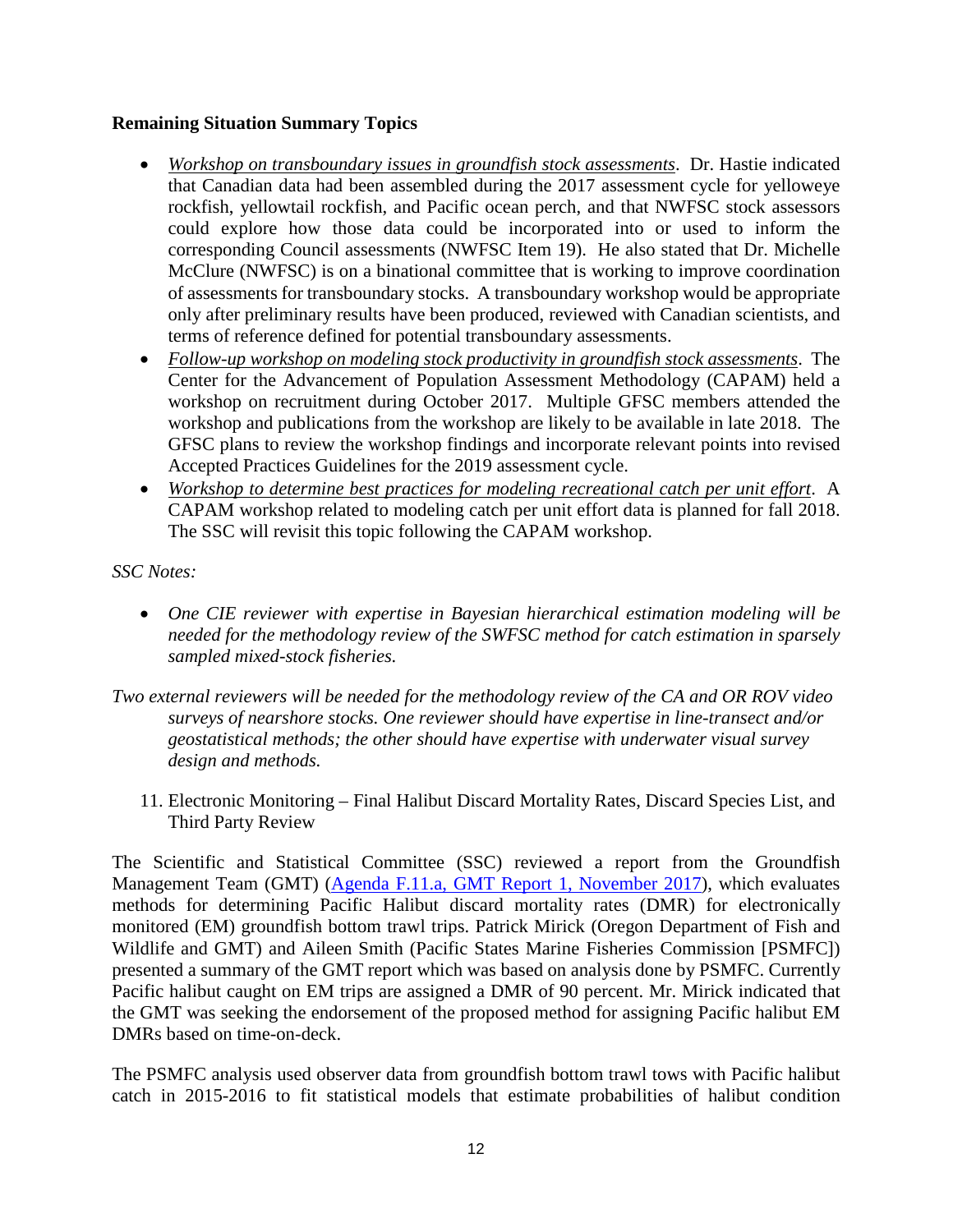**Remaining Situation Summary Topics**

- *Workshop on transboundary issues in groundfish stock assessments*. Dr. Hastie indicated that Canadian data had been assembled during the 2017 assessment cycle for yelloweye rockfish, yellowtail rockfish, and Pacific ocean perch, and that NWFSC stock assessors could explore how those data could be incorporated into or used to inform the corresponding Council assessments (NWFSC Item 19). He also stated that Dr. Michelle McClure (NWFSC) is on a binational committee that is working to improve coordination of assessments for transboundary stocks. A transboundary workshop would be appropriate only after preliminary results have been produced, reviewed with Canadian scientists, and terms of reference defined for potential transboundary assessments.
- *Follow-up workshop on modeling stock productivity in groundfish stock assessments*. The Center for the Advancement of Population Assessment Methodology (CAPAM) held a workshop on recruitment during October 2017. Multiple GFSC members attended the workshop and publications from the workshop are likely to be available in late 2018. The GFSC plans to review the workshop findings and incorporate relevant points into revised Accepted Practices Guidelines for the 2019 assessment cycle.
- *Workshop to determine best practices for modeling recreational catch per unit effort*. A CAPAM workshop related to modeling catch per unit effort data is planned for fall 2018. The SSC will revisit this topic following the CAPAM workshop.

*SSC Notes:*

- *One CIE reviewer with expertise in Bayesian hierarchical estimation modeling will be needed for the methodology review of the SWFSC method for catch estimation in sparsely sampled mixed-stock fisheries.*

*Two external reviewers will be needed for the methodology review of the CA and OR ROV video surveys of nearshore stocks. One reviewer should have expertise in line-transect and/or geostatistical methods; the other should have expertise with underwater visual survey design and methods.*

11. Electronic Monitoring – Final Halibut Discard Mortality Rates, Discard Species List, and Third Party Review

The Scientific and Statistical Committee (SSC) reviewed a report from the Groundfish Management Team (GMT) (Agenda F.11.a, GMT Report 1, November 2017), which evaluates methods for determining Pacific Halibut discard mortality rates (DMR) for electronically monitored (EM) groundfish bottom trawl trips. Patrick Mirick (Oregon Department of Fish and Wildlife and GMT) and Aileen Smith (Pacific States Marine Fisheries Commission [PSMFC]) presented a summary of the GMT report which was based on analysis done by PSMFC. Currently Pacific halibut caught on EM trips are assigned a DMR of 90 percent. Mr. Mirick indicated that the GMT was seeking the endorsement of the proposed method for assigning Pacific halibut EM DMRs based on time-on-deck.

The PSMFC analysis used observer data from groundfish bottom trawl tows with Pacific halibut catch in 2015-2016 to fit statistical models that estimate probabilities of halibut condition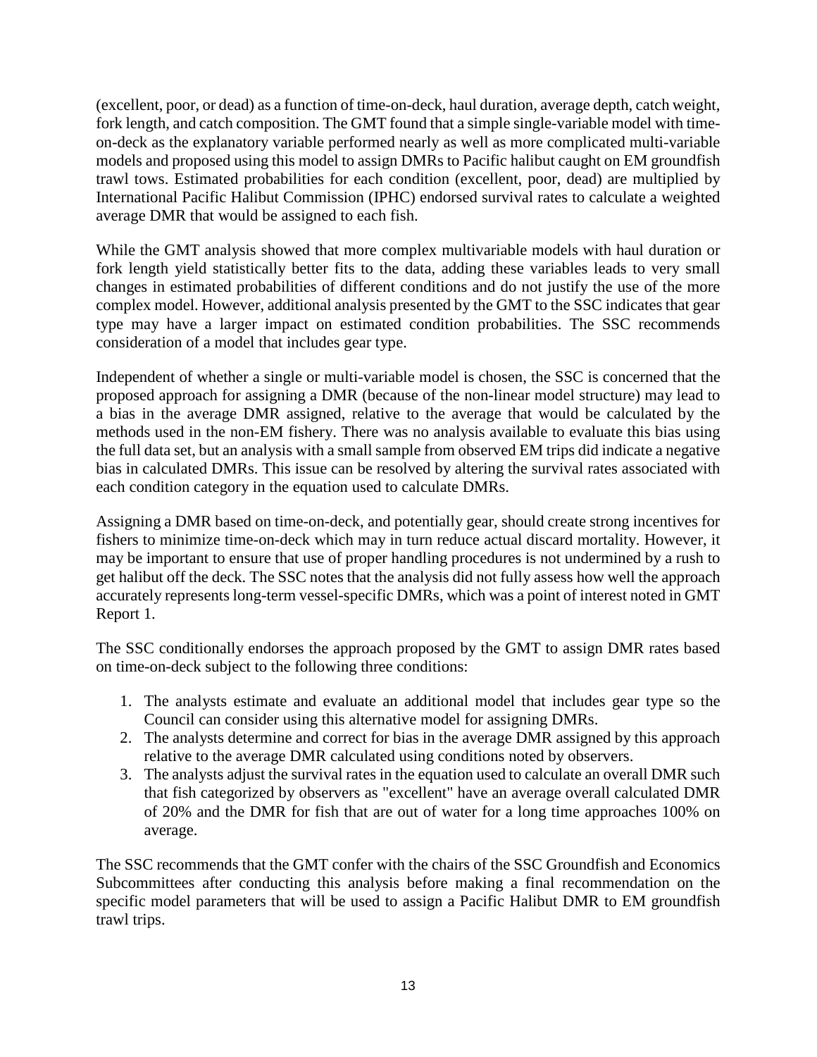(excellent, poor, or dead) as a function of time-on-deck, haul duration, average depth, catch weight, fork length, and catch composition. The GMT found that a simple single-variable model with time-on-deck as the explanatory variable performed nearly as well as more complicated multi-variable models and proposed using this model to assign DMRs to Pacific halibut caught on EM groundfish trawl tows. Estimated probabilities for each condition (excellent, poor, dead) are multiplied by International Pacific Halibut Commission (IPHC) endorsed survival rates to calculate a weighted average DMR that would be assigned to each fish.

While the GMT analysis showed that more complex multivariable models with haul duration or fork length yield statistically better fits to the data, adding these variables leads to very small changes in estimated probabilities of different conditions and do not justify the use of the more complex model. However, additional analysis presented by the GMT to the SSC indicates that gear type may have a larger impact on estimated condition probabilities. The SSC recommends consideration of a model that includes gear type.

Independent of whether a single or multi-variable model is chosen, the SSC is concerned that the proposed approach for assigning a DMR (because of the non-linear model structure) may lead to a bias in the average DMR assigned, relative to the average that would be calculated by the methods used in the non-EM fishery. There was no analysis available to evaluate this bias using the full data set, but an analysis with a small sample from observed EM trips did indicate a negative bias in calculated DMRs. This issue can be resolved by altering the survival rates associated with each condition category in the equation used to calculate DMRs.

Assigning a DMR based on time-on-deck, and potentially gear, should create strong incentives for fishers to minimize time-on-deck which may in turn reduce actual discard mortality. However, it may be important to ensure that use of proper handling procedures is not undermined by a rush to get halibut off the deck. The SSC notes that the analysis did not fully assess how well the approach accurately represents long-term vessel-specific DMRs, which was a point of interest noted in GMT Report 1.

The SSC conditionally endorses the approach proposed by the GMT to assign DMR rates based on time-on-deck subject to the following three conditions:

1. The analysts estimate and evaluate an additional model that includes gear type so the Council can consider using this alternative model for assigning DMRs.
2. The analysts determine and correct for bias in the average DMR assigned by this approach relative to the average DMR calculated using conditions noted by observers.
3. The analysts adjust the survival rates in the equation used to calculate an overall DMR such that fish categorized by observers as "excellent" have an average overall calculated DMR of 20% and the DMR for fish that are out of water for a long time approaches 100% on average.

The SSC recommends that the GMT confer with the chairs of the SSC Groundfish and Economics Subcommittees after conducting this analysis before making a final recommendation on the specific model parameters that will be used to assign a Pacific Halibut DMR to EM groundfish trawl trips.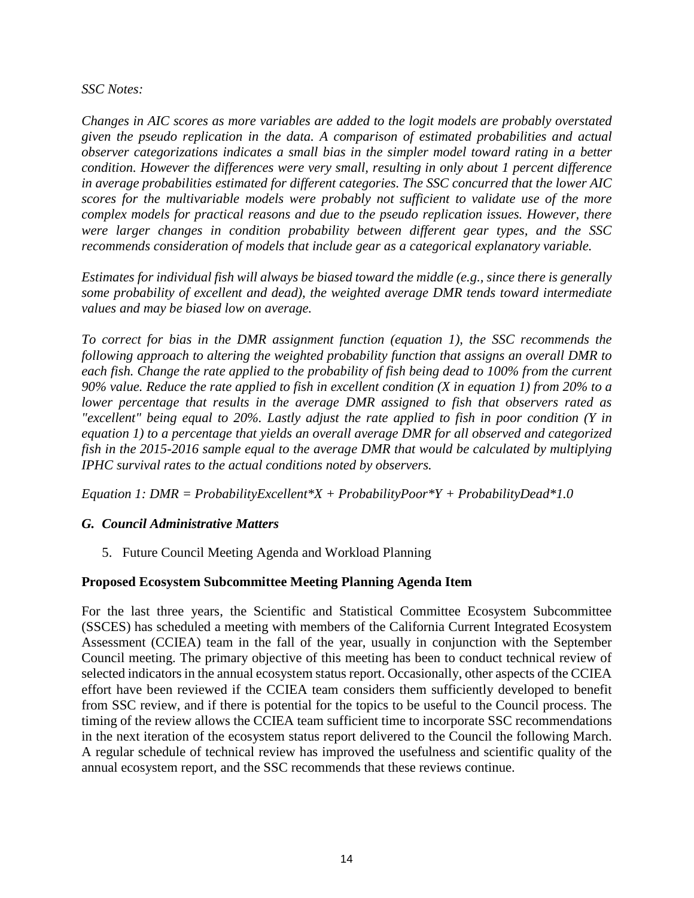*SSC Notes:*

*Changes in AIC scores as more variables are added to the logit models are probably overstated given the pseudo replication in the data. A comparison of estimated probabilities and actual observer categorizations indicates a small bias in the simpler model toward rating in a better condition. However the differences were very small, resulting in only about 1 percent difference in average probabilities estimated for different categories. The SSC concurred that the lower AIC scores for the multivariable models were probably not sufficient to validate use of the more complex models for practical reasons and due to the pseudo replication issues. However, there were larger changes in condition probability between different gear types, and the SSC recommends consideration of models that include gear as a categorical explanatory variable.*

*Estimates for individual fish will always be biased toward the middle (e.g., since there is generally some probability of excellent and dead), the weighted average DMR tends toward intermediate values and may be biased low on average.*

*To correct for bias in the DMR assignment function (equation 1), the SSC recommends the following approach to altering the weighted probability function that assigns an overall DMR to each fish. Change the rate applied to the probability of fish being dead to 100% from the current 90% value. Reduce the rate applied to fish in excellent condition (X in equation 1) from 20% to a lower percentage that results in the average DMR assigned to fish that observers rated as "excellent" being equal to 20%. Lastly adjust the rate applied to fish in poor condition (Y in equation 1) to a percentage that yields an overall average DMR for all observed and categorized fish in the 2015-2016 sample equal to the average DMR that would be calculated by multiplying IPHC survival rates to the actual conditions noted by observers.*

*Equation 1: DMR = ProbabilityExcellent\*X + ProbabilityPoor\*Y + ProbabilityDead\*1.0*

### *G. Council Administrative Matters*

5. Future Council Meeting Agenda and Workload Planning

**Proposed Ecosystem Subcommittee Meeting Planning Agenda Item**

For the last three years, the Scientific and Statistical Committee Ecosystem Subcommittee (SSCES) has scheduled a meeting with members of the California Current Integrated Ecosystem Assessment (CCIEA) team in the fall of the year, usually in conjunction with the September Council meeting. The primary objective of this meeting has been to conduct technical review of selected indicators in the annual ecosystem status report. Occasionally, other aspects of the CCIEA effort have been reviewed if the CCIEA team considers them sufficiently developed to benefit from SSC review, and if there is potential for the topics to be useful to the Council process. The timing of the review allows the CCIEA team sufficient time to incorporate SSC recommendations in the next iteration of the ecosystem status report delivered to the Council the following March. A regular schedule of technical review has improved the usefulness and scientific quality of the annual ecosystem report, and the SSC recommends that these reviews continue.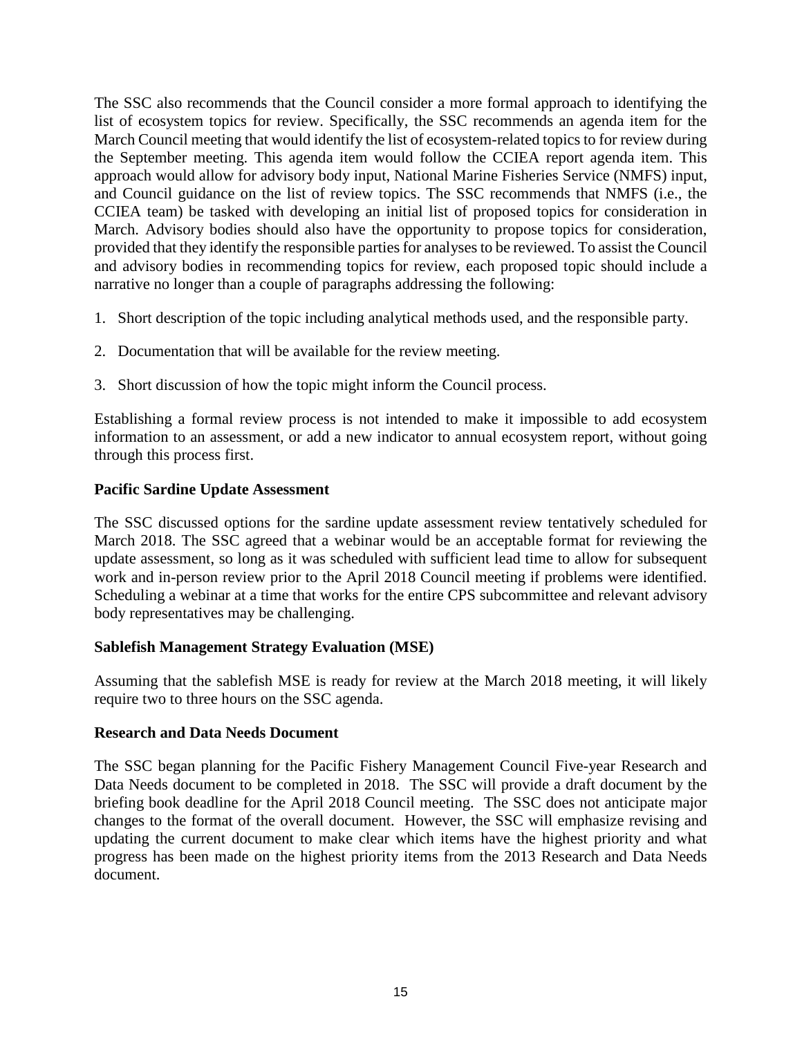The SSC also recommends that the Council consider a more formal approach to identifying the list of ecosystem topics for review. Specifically, the SSC recommends an agenda item for the March Council meeting that would identify the list of ecosystem-related topics to for review during the September meeting. This agenda item would follow the CCIEA report agenda item. This approach would allow for advisory body input, National Marine Fisheries Service (NMFS) input, and Council guidance on the list of review topics. The SSC recommends that NMFS (i.e., the CCIEA team) be tasked with developing an initial list of proposed topics for consideration in March. Advisory bodies should also have the opportunity to propose topics for consideration, provided that they identify the responsible parties for analyses to be reviewed. To assist the Council and advisory bodies in recommending topics for review, each proposed topic should include a narrative no longer than a couple of paragraphs addressing the following:

1. Short description of the topic including analytical methods used, and the responsible party.
2. Documentation that will be available for the review meeting.
3. Short discussion of how the topic might inform the Council process.

Establishing a formal review process is not intended to make it impossible to add ecosystem information to an assessment, or add a new indicator to annual ecosystem report, without going through this process first.

**Pacific Sardine Update Assessment**

The SSC discussed options for the sardine update assessment review tentatively scheduled for March 2018. The SSC agreed that a webinar would be an acceptable format for reviewing the update assessment, so long as it was scheduled with sufficient lead time to allow for subsequent work and in-person review prior to the April 2018 Council meeting if problems were identified. Scheduling a webinar at a time that works for the entire CPS subcommittee and relevant advisory body representatives may be challenging.

**Sablefish Management Strategy Evaluation (MSE)**

Assuming that the sablefish MSE is ready for review at the March 2018 meeting, it will likely require two to three hours on the SSC agenda.

**Research and Data Needs Document**

The SSC began planning for the Pacific Fishery Management Council Five-year Research and Data Needs document to be completed in 2018. The SSC will provide a draft document by the briefing book deadline for the April 2018 Council meeting. The SSC does not anticipate major changes to the format of the overall document. However, the SSC will emphasize revising and updating the current document to make clear which items have the highest priority and what progress has been made on the highest priority items from the 2013 Research and Data Needs document.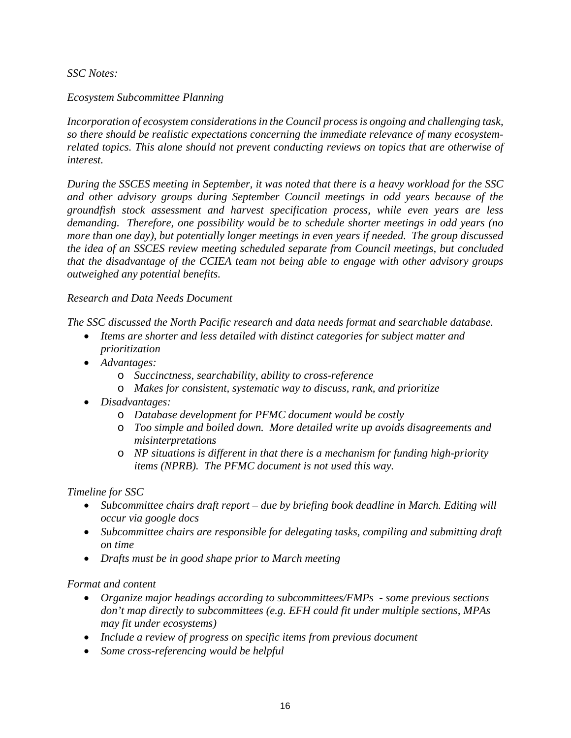*SSC Notes:*

*Ecosystem Subcommittee Planning*

*Incorporation of ecosystem considerations in the Council process is ongoing and challenging task, so there should be realistic expectations concerning the immediate relevance of many ecosystem-related topics. This alone should not prevent conducting reviews on topics that are otherwise of interest.*

*During the SSCES meeting in September, it was noted that there is a heavy workload for the SSC and other advisory groups during September Council meetings in odd years because of the groundfish stock assessment and harvest specification process, while even years are less demanding. Therefore, one possibility would be to schedule shorter meetings in odd years (no more than one day), but potentially longer meetings in even years if needed. The group discussed the idea of an SSCES review meeting scheduled separate from Council meetings, but concluded that the disadvantage of the CCIEA team not being able to engage with other advisory groups outweighed any potential benefits.*

*Research and Data Needs Document*

*The SSC discussed the North Pacific research and data needs format and searchable database.*

- *Items are shorter and less detailed with distinct categories for subject matter and prioritization*
- *Advantages:*
    - *Succinctness, searchability, ability to cross-reference*
    - *Makes for consistent, systematic way to discuss, rank, and prioritize*
- *Disadvantages:*
    - *Database development for PFMC document would be costly*
    - *Too simple and boiled down. More detailed write up avoids disagreements and misinterpretations*
    - *NP situations is different in that there is a mechanism for funding high-priority items (NPRB). The PFMC document is not used this way.*

*Timeline for SSC*

- *Subcommittee chairs draft report – due by briefing book deadline in March. Editing will occur via google docs*
- *Subcommittee chairs are responsible for delegating tasks, compiling and submitting draft on time*
- *Drafts must be in good shape prior to March meeting*

*Format and content*

- *Organize major headings according to subcommittees/FMPs - some previous sections don't map directly to subcommittees (e.g. EFH could fit under multiple sections, MPAs may fit under ecosystems)*
- *Include a review of progress on specific items from previous document*
- *Some cross-referencing would be helpful*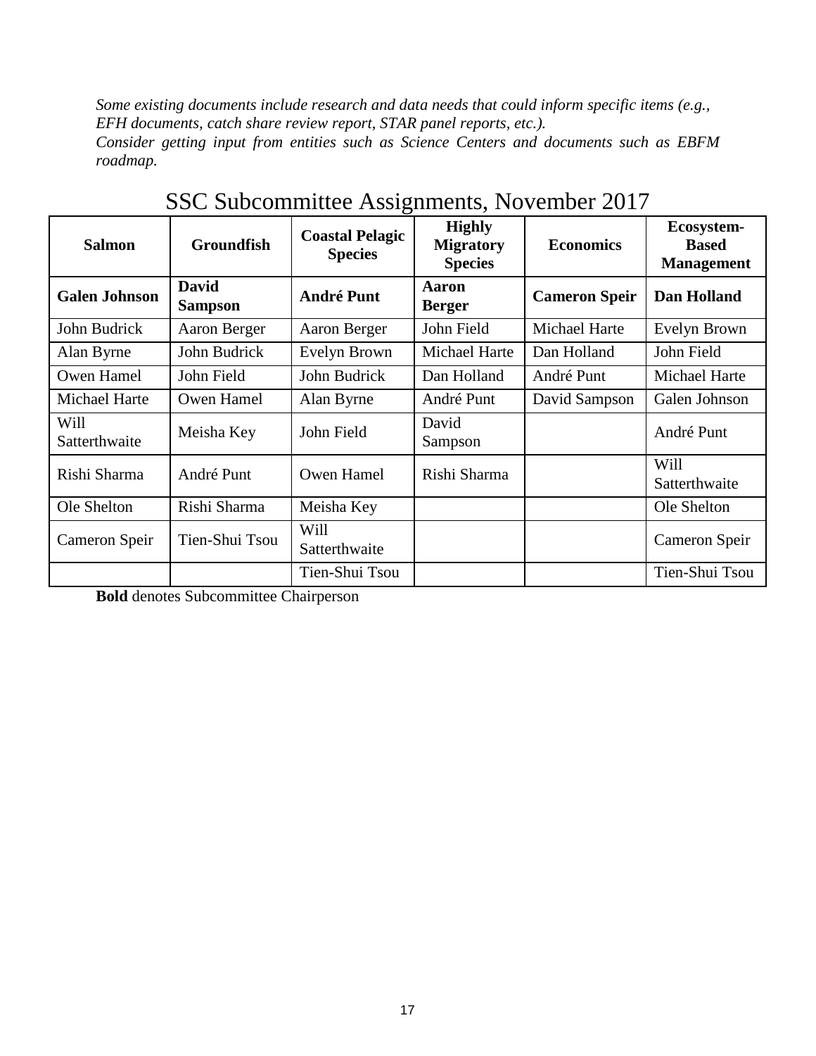*Some existing documents include research and data needs that could inform specific items (e.g., EFH documents, catch share review report, STAR panel reports, etc.).*
*Consider getting input from entities such as Science Centers and documents such as EBFM roadmap.*

## SSC Subcommittee Assignments, November 2017

| **Salmon** | **Groundfish** | **Coastal Pelagic Species** | **Highly Migratory Species** | **Economics** | **Ecosystem-Based Management** |
|---|---|---|---|---|---|
| **Galen Johnson** | **David Sampson** | **André Punt** | **Aaron Berger** | **Cameron Speir** | **Dan Holland** |
| John Budrick | Aaron Berger | Aaron Berger | John Field | Michael Harte | Evelyn Brown |
| Alan Byrne | John Budrick | Evelyn Brown | Michael Harte | Dan Holland | John Field |
| Owen Hamel | John Field | John Budrick | Dan Holland | André Punt | Michael Harte |
| Michael Harte | Owen Hamel | Alan Byrne | André Punt | David Sampson | Galen Johnson |
| Will Satterthwaite | Meisha Key | John Field | David Sampson | | André Punt |
| Rishi Sharma | André Punt | Owen Hamel | Rishi Sharma | | Will Satterthwaite |
| Ole Shelton | Rishi Sharma | Meisha Key | | | Ole Shelton |
| Cameron Speir | Tien-Shui Tsou | Will Satterthwaite | | | Cameron Speir |
| | | Tien-Shui Tsou | | | Tien-Shui Tsou |

**Bold** denotes Subcommittee Chairperson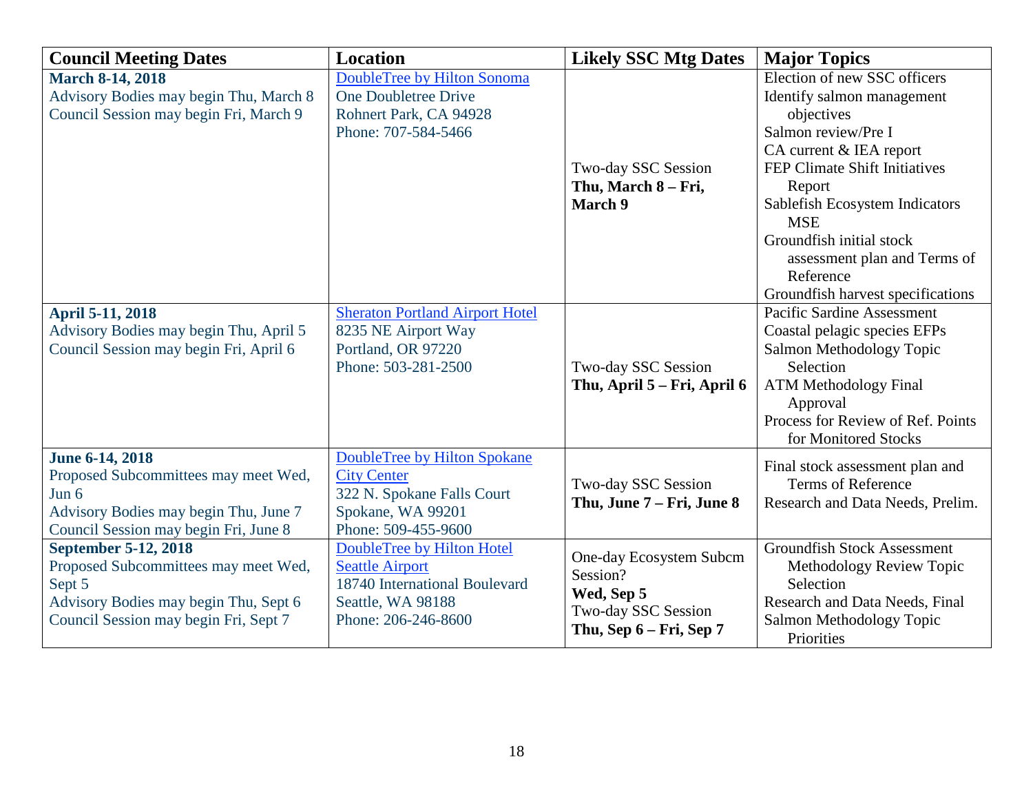| Council Meeting Dates | Location | Likely SSC Mtg Dates | Major Topics |
|---|---|---|---|
| **March 8-14, 2018**<br>Advisory Bodies may begin Thu, March 8<br>Council Session may begin Fri, March 9 | DoubleTree by Hilton Sonoma<br>One Doubletree Drive<br>Rohnert Park, CA 94928<br>Phone: 707-584-5466 | Two-day SSC Session<br>**Thu, March 8 – Fri, March 9** | Election of new SSC officers<br>Identify salmon management objectives<br>Salmon review/Pre I<br>CA current & IEA report<br>FEP Climate Shift Initiatives Report<br>Sablefish Ecosystem Indicators MSE<br>Groundfish initial stock assessment plan and Terms of Reference<br>Groundfish harvest specifications |
| **April 5-11, 2018**<br>Advisory Bodies may begin Thu, April 5<br>Council Session may begin Fri, April 6 | Sheraton Portland Airport Hotel<br>8235 NE Airport Way<br>Portland, OR 97220<br>Phone: 503-281-2500 | Two-day SSC Session<br>**Thu, April 5 – Fri, April 6** | Pacific Sardine Assessment<br>Coastal pelagic species EFPs<br>Salmon Methodology Topic Selection<br>ATM Methodology Final Approval<br>Process for Review of Ref. Points for Monitored Stocks |
| **June 6-14, 2018**<br>Proposed Subcommittees may meet Wed, Jun 6<br>Advisory Bodies may begin Thu, June 7<br>Council Session may begin Fri, June 8 | DoubleTree by Hilton Spokane City Center<br>322 N. Spokane Falls Court<br>Spokane, WA 99201<br>Phone: 509-455-9600 | Two-day SSC Session<br>**Thu, June 7 – Fri, June 8** | Final stock assessment plan and Terms of Reference<br>Research and Data Needs, Prelim. |
| **September 5-12, 2018**<br>Proposed Subcommittees may meet Wed, Sept 5<br>Advisory Bodies may begin Thu, Sept 6<br>Council Session may begin Fri, Sept 7 | DoubleTree by Hilton Hotel Seattle Airport<br>18740 International Boulevard<br>Seattle, WA 98188<br>Phone: 206-246-8600 | One-day Ecosystem Subcm Session?<br>**Wed, Sep 5**<br>Two-day SSC Session<br>**Thu, Sep 6 – Fri, Sep 7** | Groundfish Stock Assessment Methodology Review Topic Selection<br>Research and Data Needs, Final<br>Salmon Methodology Topic Priorities |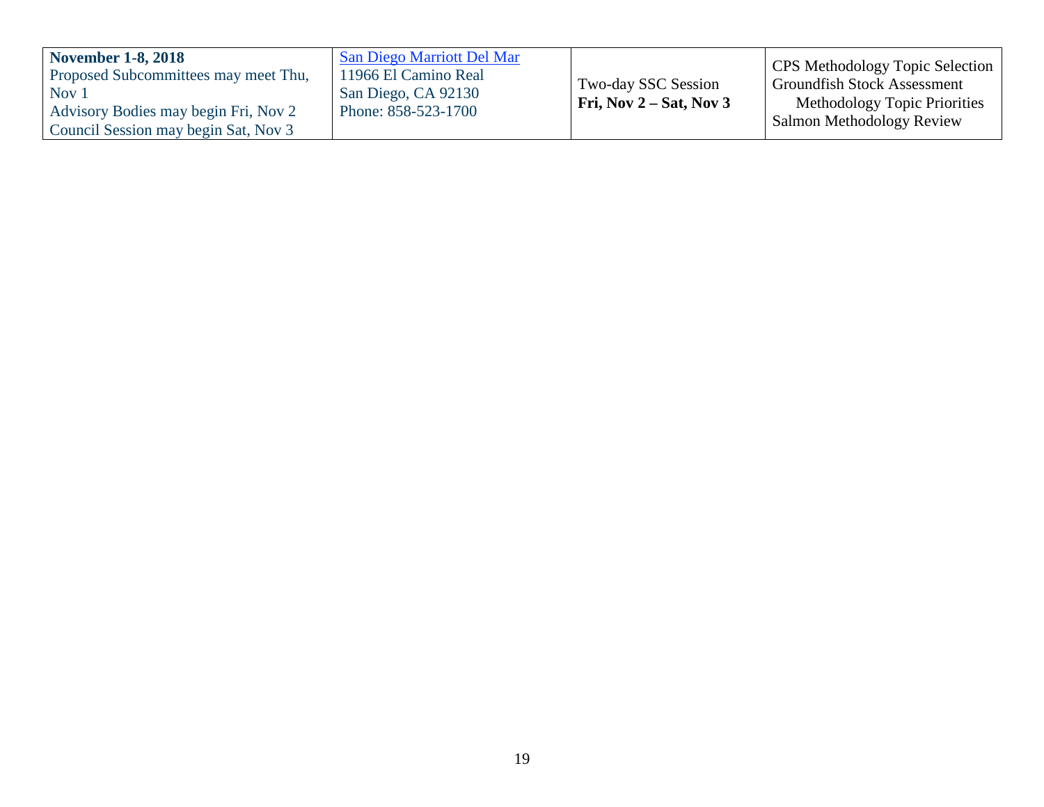| | | | |
|---|---|---|---|
| **November 1-8, 2018**<br>Proposed Subcommittees may meet Thu, Nov 1<br>Advisory Bodies may begin Fri, Nov 2<br>Council Session may begin Sat, Nov 3 | San Diego Marriott Del Mar<br>11966 El Camino Real<br>San Diego, CA 92130<br>Phone: 858-523-1700 | Two-day SSC Session<br>**Fri, Nov 2 – Sat, Nov 3** | CPS Methodology Topic Selection<br>Groundfish Stock Assessment Methodology Topic Priorities<br>Salmon Methodology Review |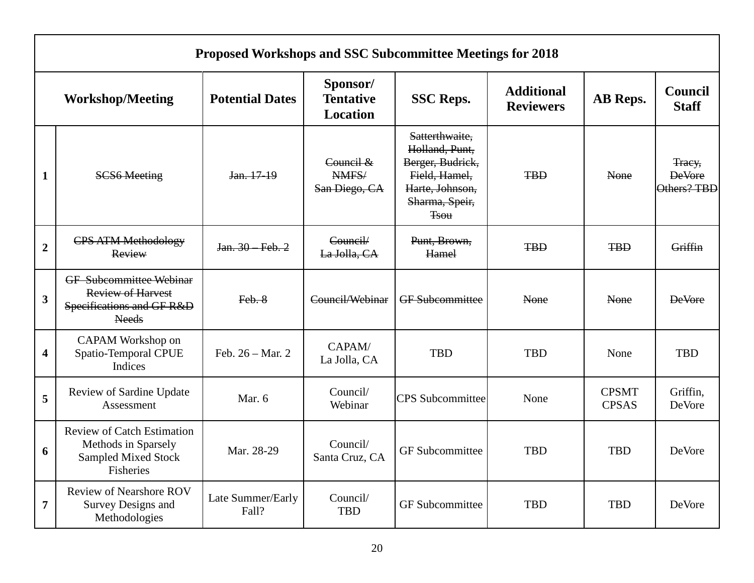| Proposed Workshops and SSC Subcommittee Meetings for 2018 | | | | | | | |
|---|---|---|---|---|---|---|---|
| | **Workshop/Meeting** | **Potential Dates** | **Sponsor/ Tentative Location** | **SSC Reps.** | **Additional Reviewers** | **AB Reps.** | **Council Staff** |
| **1** | ~~SCS6 Meeting~~ | ~~Jan. 17-19~~ | ~~Council & NMFS/ San Diego, CA~~ | ~~Satterthwaite, Holland, Punt, Berger, Budrick, Field, Hamel, Harte, Johnson, Sharma, Speir, Tsou~~ | ~~TBD~~ | ~~None~~ | ~~Tracy, DeVore Others? TBD~~ |
| **2** | ~~CPS ATM Methodology Review~~ | ~~Jan. 30 – Feb. 2~~ | ~~Council/ La Jolla, CA~~ | ~~Punt, Brown, Hamel~~ | ~~TBD~~ | ~~TBD~~ | ~~Griffin~~ |
| **3** | ~~GF Subcommittee Webinar Review of Harvest Specifications and GF R&D Needs~~ | ~~Feb. 8~~ | ~~Council/Webinar~~ | ~~GF Subcommittee~~ | ~~None~~ | ~~None~~ | ~~DeVore~~ |
| **4** | CAPAM Workshop on Spatio-Temporal CPUE Indices | Feb. 26 – Mar. 2 | CAPAM/ La Jolla, CA | TBD | TBD | None | TBD |
| **5** | Review of Sardine Update Assessment | Mar. 6 | Council/ Webinar | CPS Subcommittee | None | CPSMT CPSAS | Griffin, DeVore |
| **6** | Review of Catch Estimation Methods in Sparsely Sampled Mixed Stock Fisheries | Mar. 28-29 | Council/ Santa Cruz, CA | GF Subcommittee | TBD | TBD | DeVore |
| **7** | Review of Nearshore ROV Survey Designs and Methodologies | Late Summer/Early Fall? | Council/ TBD | GF Subcommittee | TBD | TBD | DeVore |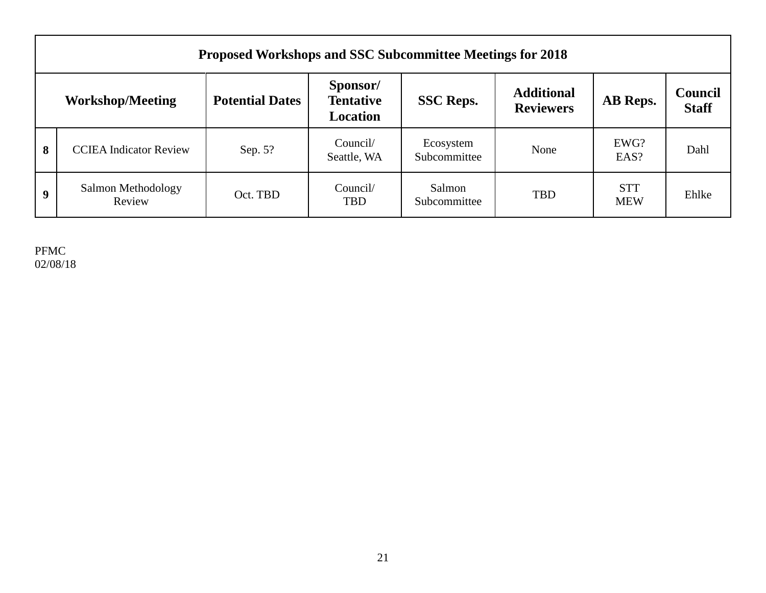| Proposed Workshops and SSC Subcommittee Meetings for 2018 | | | | | | | |
|---|---|---|---|---|---|---|---|
| Workshop/Meeting | | Potential Dates | Sponsor/ Tentative Location | SSC Reps. | Additional Reviewers | AB Reps. | Council Staff |
| 8 | CCIEA Indicator Review | Sep. 5? | Council/ Seattle, WA | Ecosystem Subcommittee | None | EWG? EAS? | Dahl |
| 9 | Salmon Methodology Review | Oct. TBD | Council/ TBD | Salmon Subcommittee | TBD | STT MEW | Ehlke |

PFMC
02/08/18